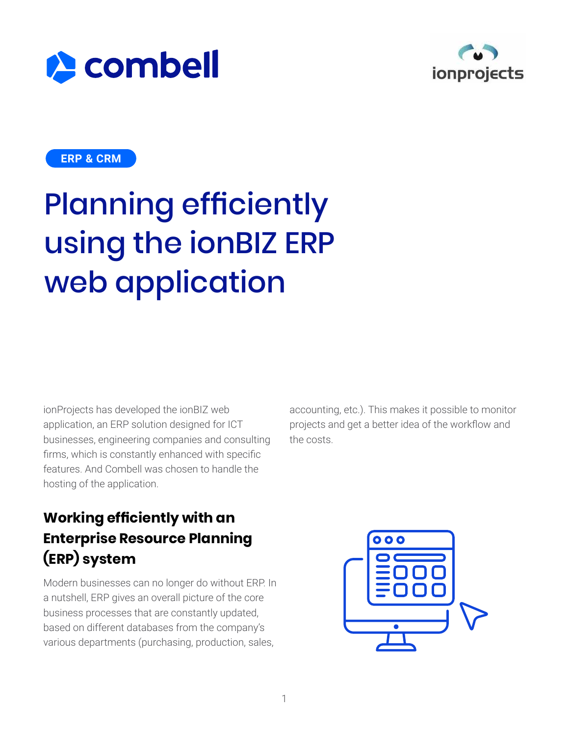ERP & CRM

# Planning efficiently using the ionBIZ ERP web application

ionProjects has developed the ionBIZ web application, an ERP solution designed for ICT businesses, engineering companies and consulting firms, which is constantly enhanced with specific features. And Combell was chosen to handle the hosting of the application.

## Working efficiently with an Enterprise Resource Planning (ERP) system

Modern businesses can no longer do without ERP. In a nutshell, ERP gives an overall picture of the core business processes that are constantly updated, based on different databases from the company's various departments (purchasing, production, sales, accounting, etc.). This makes it possible to monitor projects and get a better idea of the workflow and the costs.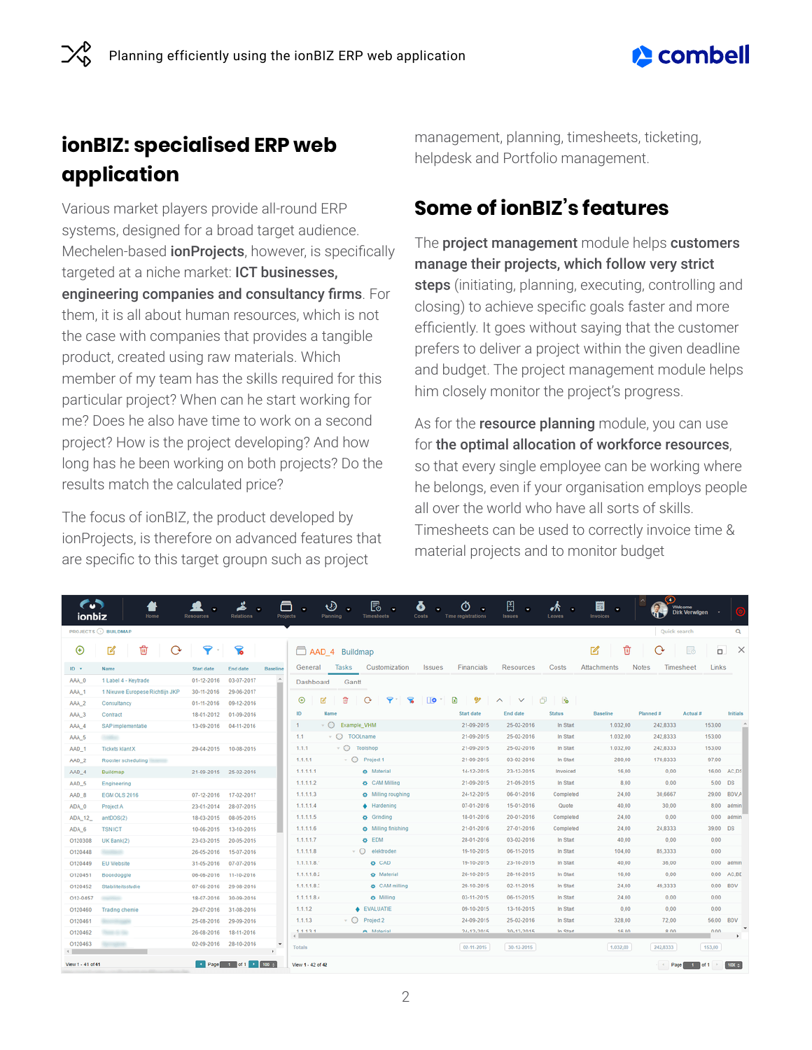## ionBIZ: specialised ERP web application

Various market players provide all-round ERP systems, designed for a broad target audience. Mechelen-based **ionProjects**, however, is specifically targeted at a niche market: **ICT businesses, engineering companies and consultancy firms**. For them, it is all about human resources, which is not the case with companies that provides a tangible product, created using raw materials. Which member of my team has the skills required for this particular project? When can he start working for me? Does he also have time to work on a second project? How is the project developing? And how long has he been working on both projects? Do the results match the calculated price?

The focus of ionBIZ, the product developed by ionProjects, is therefore on advanced features that are specific to this target groupn such as project management, planning, timesheets, ticketing, helpdesk and Portfolio management.

## Some of ionBIZ's features

The **project management** module helps **customers manage their projects, which follow very strict steps** (initiating, planning, executing, controlling and closing) to achieve specific goals faster and more efficiently. It goes without saying that the customer prefers to deliver a project within the given deadline and budget. The project management module helps him closely monitor the project's progress.

As for the **resource planning** module, you can use for **the optimal allocation of workforce resources**, so that every single employee can be working where he belongs, even if your organisation employs people all over the world who have all sorts of skills. Timesheets can be used to correctly invoice time & material projects and to monitor budget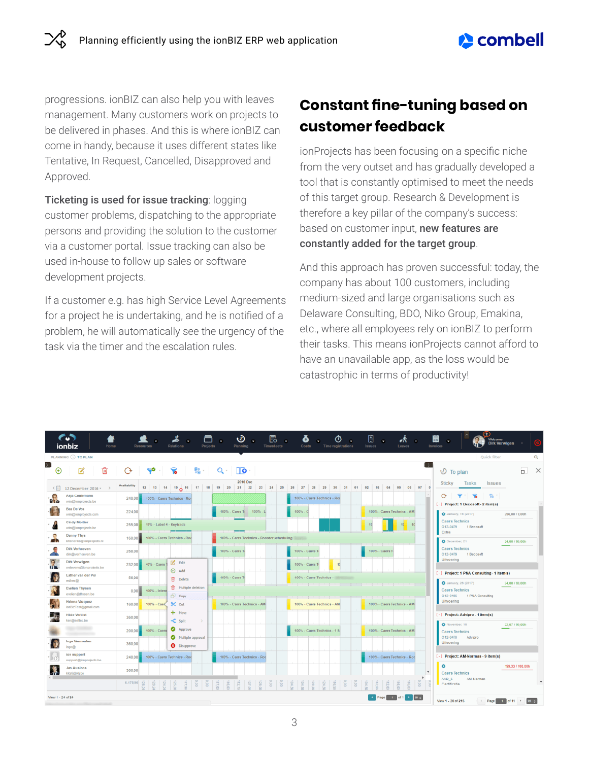progressions. ionBIZ can also help you with leaves management. Many customers work on projects to be delivered in phases. And this is where ionBIZ can come in handy, because it uses different states like Tentative, In Request, Cancelled, Disapproved and Approved.

**Ticketing is used for issue tracking**: logging customer problems, dispatching to the appropriate persons and providing the solution to the customer via a customer portal. Issue tracking can also be used in-house to follow up sales or software development projects.

If a customer e.g. has high Service Level Agreements for a project he is undertaking, and he is notified of a problem, he will automatically see the urgency of the task via the timer and the escalation rules.

## Constant fine-tuning based on customer feedback

ionProjects has been focusing on a specific niche from the very outset and has gradually developed a tool that is constantly optimised to meet the needs of this target group. Research & Development is therefore a key pillar of the company's success: based on customer input, **new features are constantly added for the target group**.

And this approach has proven successful: today, the company has about 100 customers, including medium-sized and large organisations such as Delaware Consulting, BDO, Niko Group, Emakina, etc., where all employees rely on ionBIZ to perform their tasks. This means ionProjects cannot afford to have an unavailable app, as the loss would be catastrophic in terms of productivity!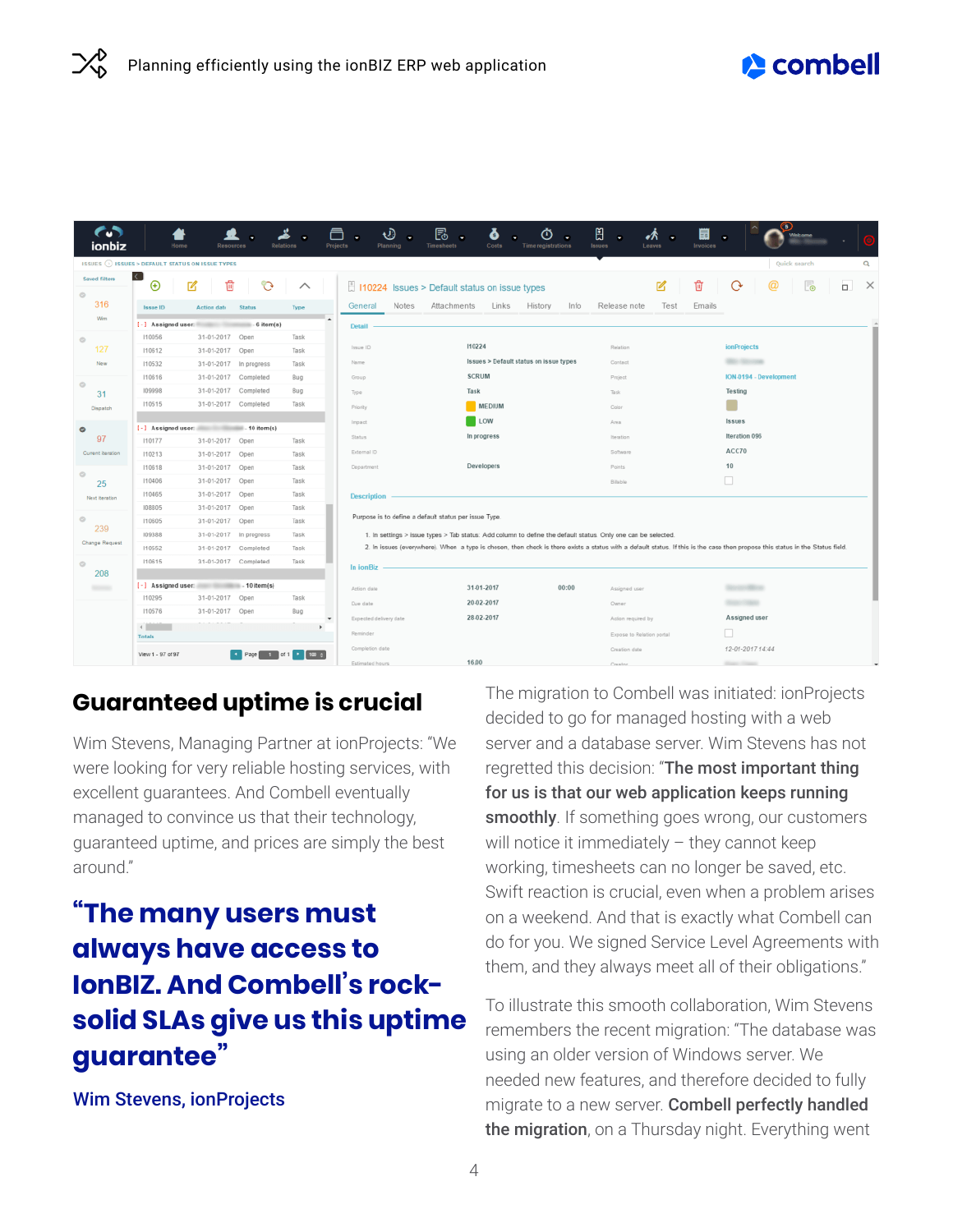## Guaranteed uptime is crucial

Wim Stevens, Managing Partner at ionProjects: "We were looking for very reliable hosting services, with excellent guarantees. And Combell eventually managed to convince us that their technology, guaranteed uptime, and prices are simply the best around."

> **"The many users must always have access to IonBIZ. And Combell's rock-solid SLAs give us this uptime guarantee"**
>
> Wim Stevens, ionProjects

The migration to Combell was initiated: ionProjects decided to go for managed hosting with a web server and a database server. Wim Stevens has not regretted this decision: "**The most important thing for us is that our web application keeps running smoothly**. If something goes wrong, our customers will notice it immediately – they cannot keep working, timesheets can no longer be saved, etc. Swift reaction is crucial, even when a problem arises on a weekend. And that is exactly what Combell can do for you. We signed Service Level Agreements with them, and they always meet all of their obligations."

To illustrate this smooth collaboration, Wim Stevens remembers the recent migration: "The database was using an older version of Windows server. We needed new features, and therefore decided to fully migrate to a new server. **Combell perfectly handled the migration**, on a Thursday night. Everything went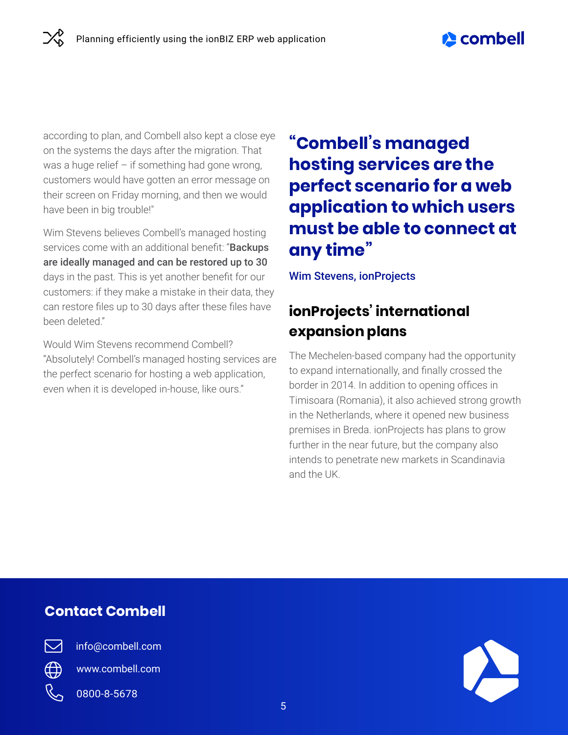according to plan, and Combell also kept a close eye on the systems the days after the migration. That was a huge relief – if something had gone wrong, customers would have gotten an error message on their screen on Friday morning, and then we would have been in big trouble!"

Wim Stevens believes Combell's managed hosting services come with an additional benefit: "**Backups are ideally managed and can be restored up to 30** days in the past. This is yet another benefit for our customers: if they make a mistake in their data, they can restore files up to 30 days after these files have been deleted."

Would Wim Stevens recommend Combell? "Absolutely! Combell's managed hosting services are the perfect scenario for hosting a web application, even when it is developed in-house, like ours."

> **"Combell's managed hosting services are the perfect scenario for a web application to which users must be able to connect at any time"**
>
> Wim Stevens, ionProjects

## ionProjects' international expansion plans

The Mechelen-based company had the opportunity to expand internationally, and finally crossed the border in 2014. In addition to opening offices in Timisoara (Romania), it also achieved strong growth in the Netherlands, where it opened new business premises in Breda. ionProjects has plans to grow further in the near future, but the company also intends to penetrate new markets in Scandinavia and the UK.

## Contact Combell

info@combell.com

www.combell.com

0800-8-5678